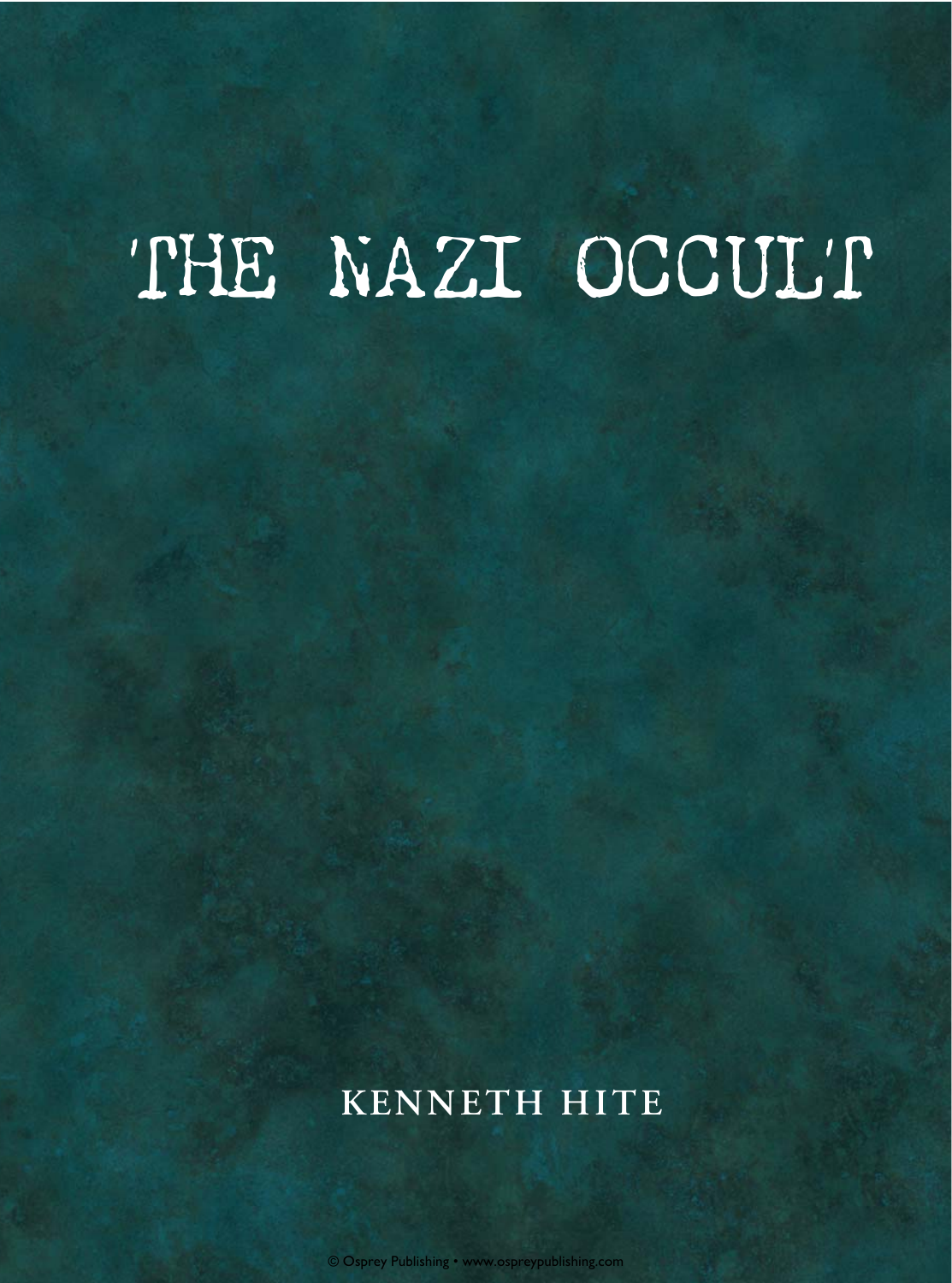# THE NAZI OCCULT

KENNETH HITE

© Osprey Publishing • www.ospreypublishing.com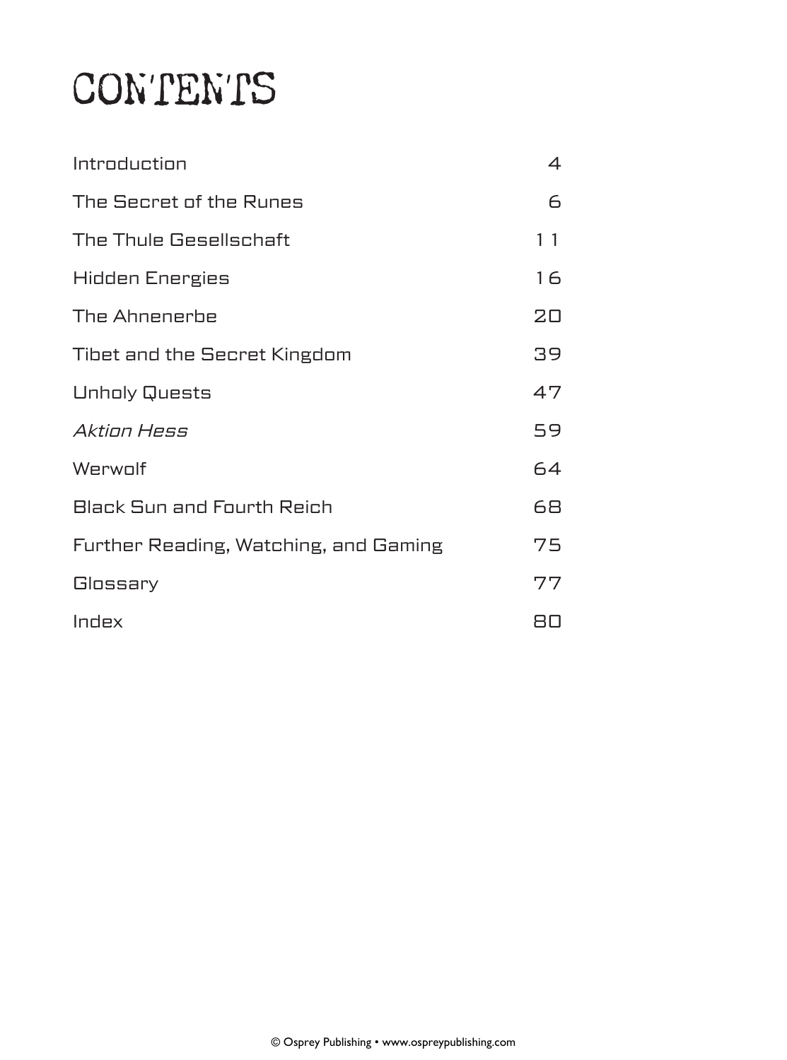# CONTENTS

| | |
|---|---|
| Introduction | 4 |
| The Secret of the Runes | 6 |
| The Thule Gesellschaft | 11 |
| Hidden Energies | 16 |
| The Ahnenerbe | 20 |
| Tibet and the Secret Kingdom | 39 |
| Unholy Quests | 47 |
| *Aktion Hess* | 59 |
| Werwolf | 64 |
| Black Sun and Fourth Reich | 68 |
| Further Reading, Watching, and Gaming | 75 |
| Glossary | 77 |
| Index | 80 |

© Osprey Publishing • www.ospreypublishing.com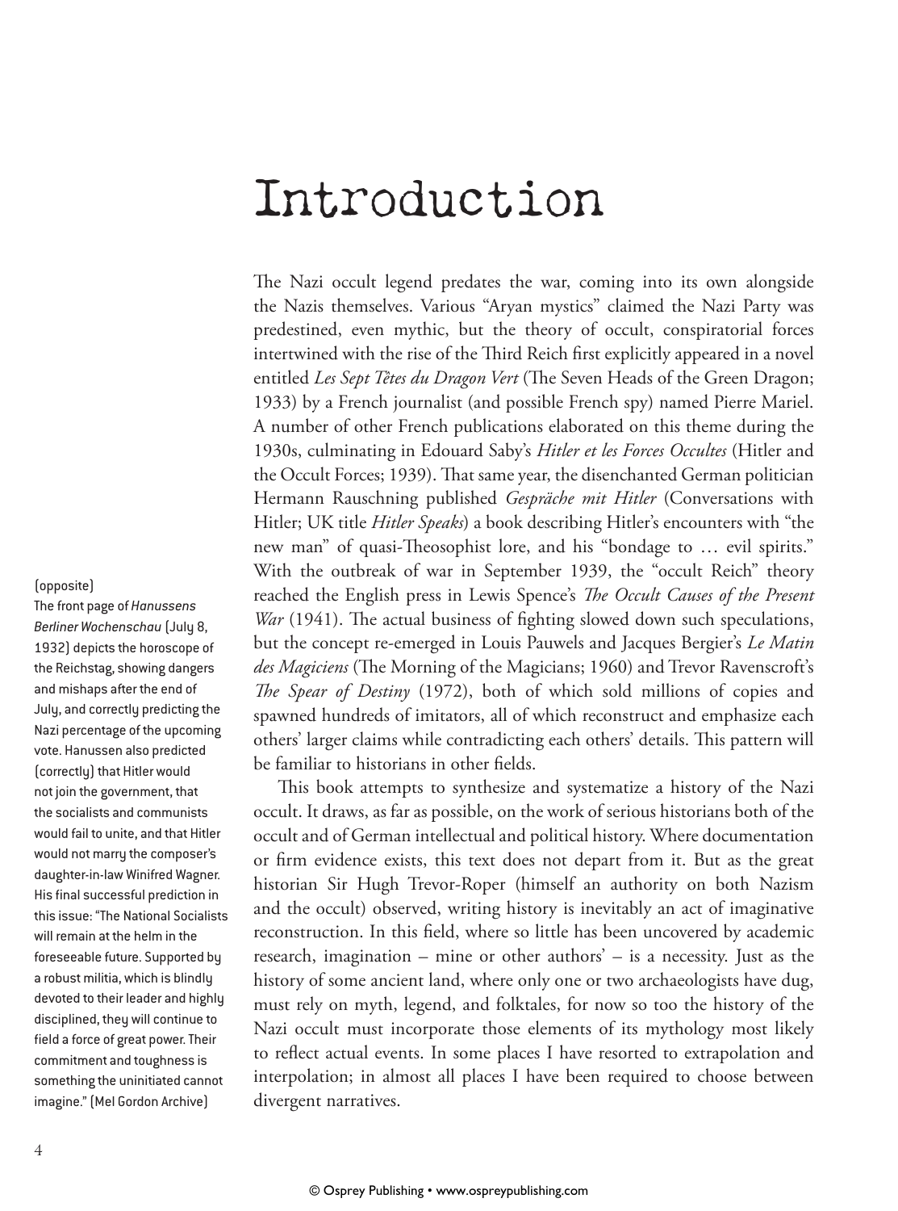# Introduction

The Nazi occult legend predates the war, coming into its own alongside the Nazis themselves. Various "Aryan mystics" claimed the Nazi Party was predestined, even mythic, but the theory of occult, conspiratorial forces intertwined with the rise of the Third Reich first explicitly appeared in a novel entitled *Les Sept Têtes du Dragon Vert* (The Seven Heads of the Green Dragon; 1933) by a French journalist (and possible French spy) named Pierre Mariel. A number of other French publications elaborated on this theme during the 1930s, culminating in Edouard Saby's *Hitler et les Forces Occultes* (Hitler and the Occult Forces; 1939). That same year, the disenchanted German politician Hermann Rauschning published *Gespräche mit Hitler* (Conversations with Hitler; UK title *Hitler Speaks*) a book describing Hitler's encounters with "the new man" of quasi-Theosophist lore, and his "bondage to … evil spirits." With the outbreak of war in September 1939, the "occult Reich" theory reached the English press in Lewis Spence's *The Occult Causes of the Present War* (1941). The actual business of fighting slowed down such speculations, but the concept re-emerged in Louis Pauwels and Jacques Bergier's *Le Matin des Magiciens* (The Morning of the Magicians; 1960) and Trevor Ravenscroft's *The Spear of Destiny* (1972), both of which sold millions of copies and spawned hundreds of imitators, all of which reconstruct and emphasize each others' larger claims while contradicting each others' details. This pattern will be familiar to historians in other fields.

This book attempts to synthesize and systematize a history of the Nazi occult. It draws, as far as possible, on the work of serious historians both of the occult and of German intellectual and political history. Where documentation or firm evidence exists, this text does not depart from it. But as the great historian Sir Hugh Trevor-Roper (himself an authority on both Nazism and the occult) observed, writing history is inevitably an act of imaginative reconstruction. In this field, where so little has been uncovered by academic research, imagination – mine or other authors' – is a necessity. Just as the history of some ancient land, where only one or two archaeologists have dug, must rely on myth, legend, and folktales, for now so too the history of the Nazi occult must incorporate those elements of its mythology most likely to reflect actual events. In some places I have resorted to extrapolation and interpolation; in almost all places I have been required to choose between divergent narratives.

(opposite)
The front page of *Hanussens Berliner Wochenschau* (July 8, 1932) depicts the horoscope of the Reichstag, showing dangers and mishaps after the end of July, and correctly predicting the Nazi percentage of the upcoming vote. Hanussen also predicted (correctly) that Hitler would not join the government, that the socialists and communists would fail to unite, and that Hitler would not marry the composer's daughter-in-law Winifred Wagner. His final successful prediction in this issue: "The National Socialists will remain at the helm in the foreseeable future. Supported by a robust militia, which is blindly devoted to their leader and highly disciplined, they will continue to field a force of great power. Their commitment and toughness is something the uninitiated cannot imagine." (Mel Gordon Archive)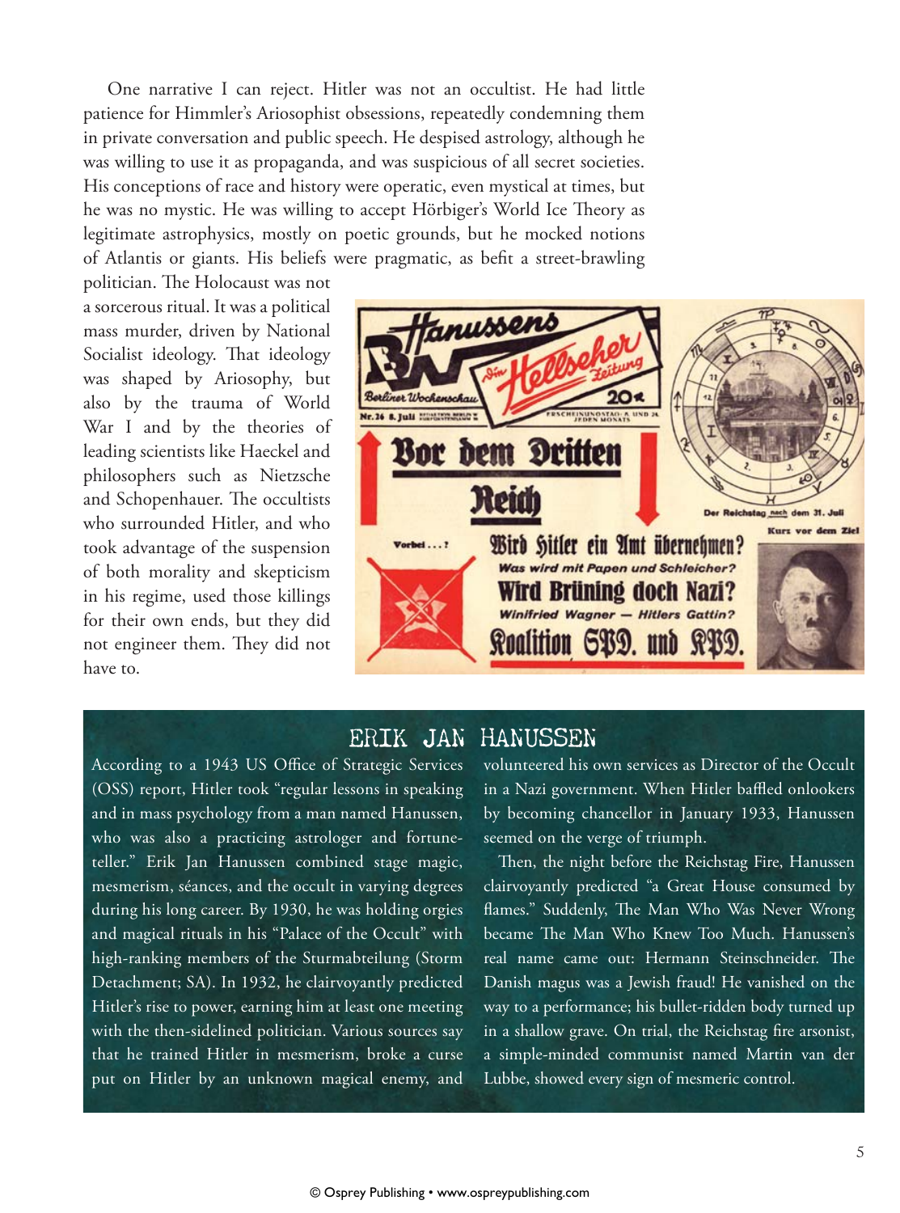One narrative I can reject. Hitler was not an occultist. He had little patience for Himmler's Ariosophist obsessions, repeatedly condemning them in private conversation and public speech. He despised astrology, although he was willing to use it as propaganda, and was suspicious of all secret societies. His conceptions of race and history were operatic, even mystical at times, but he was no mystic. He was willing to accept Hörbiger's World Ice Theory as legitimate astrophysics, mostly on poetic grounds, but he mocked notions of Atlantis or giants. His beliefs were pragmatic, as befit a street-brawling politician. The Holocaust was not a sorcerous ritual. It was a political mass murder, driven by National Socialist ideology. That ideology was shaped by Ariosophy, but also by the trauma of World War I and by the theories of leading scientists like Haeckel and philosophers such as Nietzsche and Schopenhauer. The occultists who surrounded Hitler, and who took advantage of the suspension of both morality and skepticism in his regime, used those killings for their own ends, but they did not engineer them. They did not have to.

## Erik Jan Hanussen

According to a 1943 US Office of Strategic Services (OSS) report, Hitler took "regular lessons in speaking and in mass psychology from a man named Hanussen, who was also a practicing astrologer and fortune-teller." Erik Jan Hanussen combined stage magic, mesmerism, séances, and the occult in varying degrees during his long career. By 1930, he was holding orgies and magical rituals in his "Palace of the Occult" with high-ranking members of the Sturmabteilung (Storm Detachment; SA). In 1932, he clairvoyantly predicted Hitler's rise to power, earning him at least one meeting with the then-sidelined politician. Various sources say that he trained Hitler in mesmerism, broke a curse put on Hitler by an unknown magical enemy, and volunteered his own services as Director of the Occult in a Nazi government. When Hitler baffled onlookers by becoming chancellor in January 1933, Hanussen seemed on the verge of triumph.

Then, the night before the Reichstag Fire, Hanussen clairvoyantly predicted "a Great House consumed by flames." Suddenly, The Man Who Was Never Wrong became The Man Who Knew Too Much. Hanussen's real name came out: Hermann Steinschneider. The Danish magus was a Jewish fraud! He vanished on the way to a performance; his bullet-ridden body turned up in a shallow grave. On trial, the Reichstag fire arsonist, a simple-minded communist named Martin van der Lubbe, showed every sign of mesmeric control.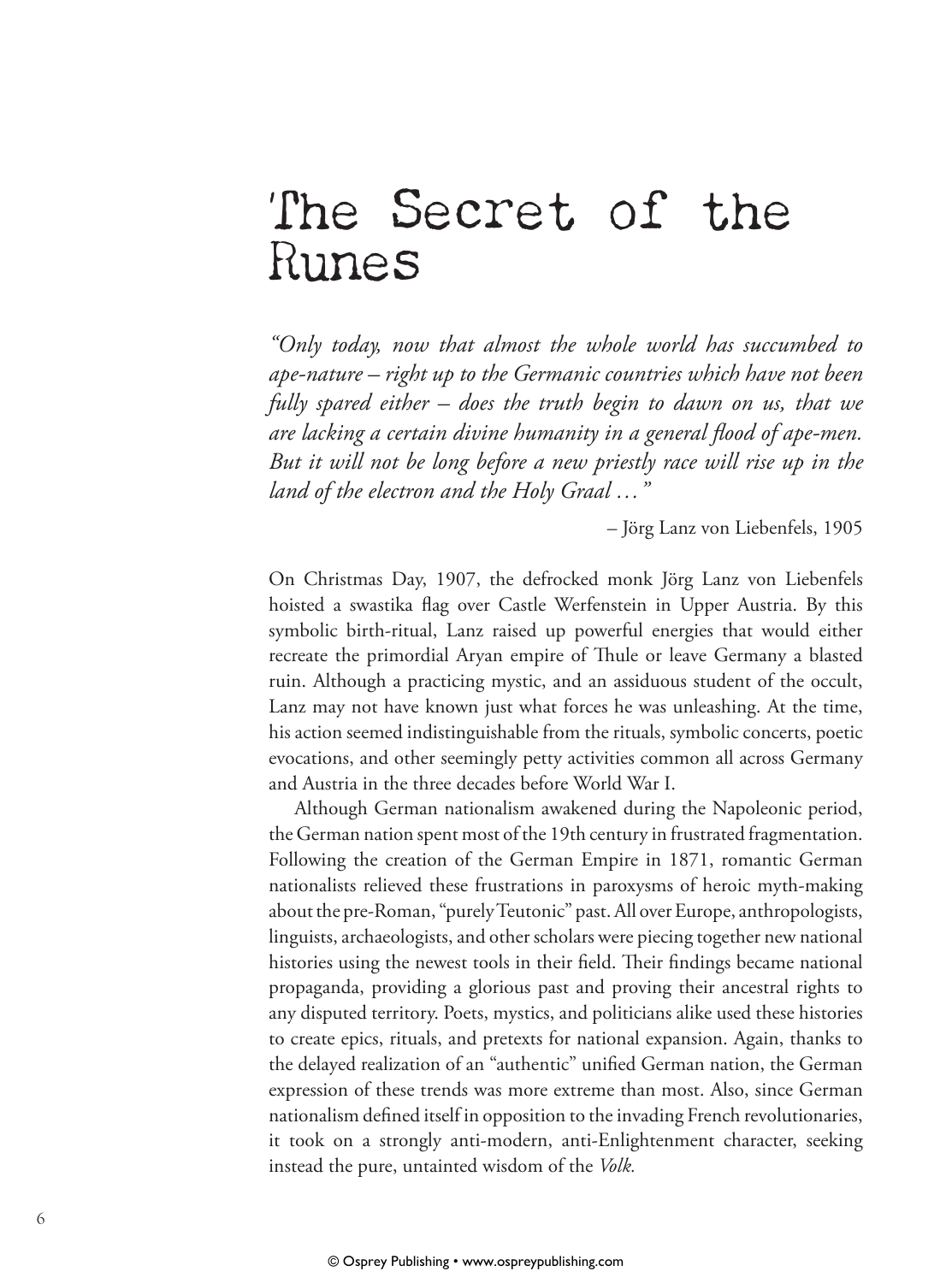# The Secret of the Runes

*"Only today, now that almost the whole world has succumbed to ape-nature – right up to the Germanic countries which have not been fully spared either – does the truth begin to dawn on us, that we are lacking a certain divine humanity in a general flood of ape-men. But it will not be long before a new priestly race will rise up in the land of the electron and the Holy Graal …"*

– Jörg Lanz von Liebenfels, 1905

On Christmas Day, 1907, the defrocked monk Jörg Lanz von Liebenfels hoisted a swastika flag over Castle Werfenstein in Upper Austria. By this symbolic birth-ritual, Lanz raised up powerful energies that would either recreate the primordial Aryan empire of Thule or leave Germany a blasted ruin. Although a practicing mystic, and an assiduous student of the occult, Lanz may not have known just what forces he was unleashing. At the time, his action seemed indistinguishable from the rituals, symbolic concerts, poetic evocations, and other seemingly petty activities common all across Germany and Austria in the three decades before World War I.

Although German nationalism awakened during the Napoleonic period, the German nation spent most of the 19th century in frustrated fragmentation. Following the creation of the German Empire in 1871, romantic German nationalists relieved these frustrations in paroxysms of heroic myth-making about the pre-Roman, "purely Teutonic" past. All over Europe, anthropologists, linguists, archaeologists, and other scholars were piecing together new national histories using the newest tools in their field. Their findings became national propaganda, providing a glorious past and proving their ancestral rights to any disputed territory. Poets, mystics, and politicians alike used these histories to create epics, rituals, and pretexts for national expansion. Again, thanks to the delayed realization of an "authentic" unified German nation, the German expression of these trends was more extreme than most. Also, since German nationalism defined itself in opposition to the invading French revolutionaries, it took on a strongly anti-modern, anti-Enlightenment character, seeking instead the pure, untainted wisdom of the *Volk.*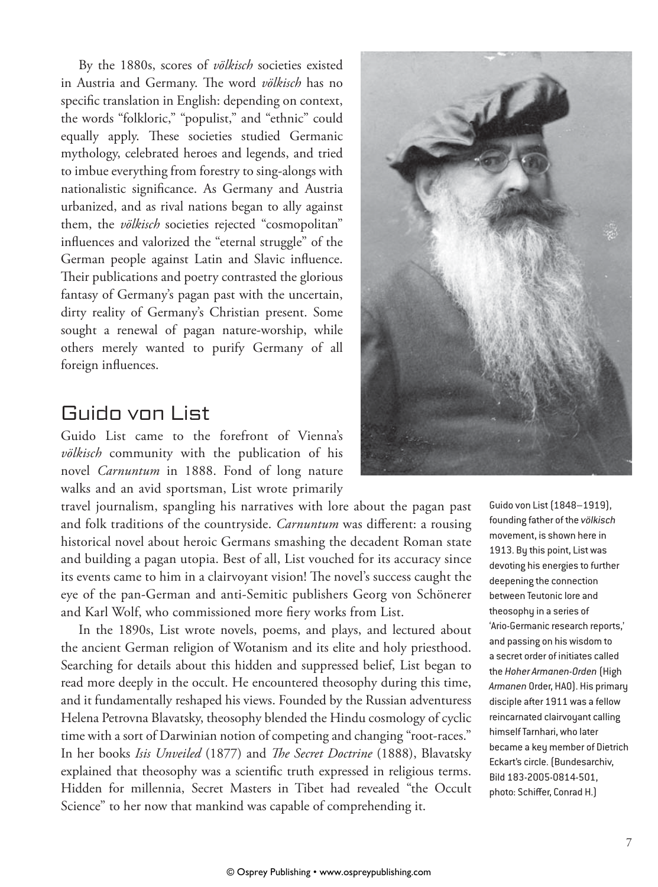By the 1880s, scores of *völkisch* societies existed in Austria and Germany. The word *völkisch* has no specific translation in English: depending on context, the words "folkloric," "populist," and "ethnic" could equally apply. These societies studied Germanic mythology, celebrated heroes and legends, and tried to imbue everything from forestry to sing-alongs with nationalistic significance. As Germany and Austria urbanized, and as rival nations began to ally against them, the *völkisch* societies rejected "cosmopolitan" influences and valorized the "eternal struggle" of the German people against Latin and Slavic influence. Their publications and poetry contrasted the glorious fantasy of Germany's pagan past with the uncertain, dirty reality of Germany's Christian present. Some sought a renewal of pagan nature-worship, while others merely wanted to purify Germany of all foreign influences.

## Guido von List

Guido List came to the forefront of Vienna's *völkisch* community with the publication of his novel *Carnuntum* in 1888. Fond of long nature walks and an avid sportsman, List wrote primarily travel journalism, spangling his narratives with lore about the pagan past and folk traditions of the countryside. *Carnuntum* was different: a rousing historical novel about heroic Germans smashing the decadent Roman state and building a pagan utopia. Best of all, List vouched for its accuracy since its events came to him in a clairvoyant vision! The novel's success caught the eye of the pan-German and anti-Semitic publishers Georg von Schönerer and Karl Wolf, who commissioned more fiery works from List.

In the 1890s, List wrote novels, poems, and plays, and lectured about the ancient German religion of Wotanism and its elite and holy priesthood. Searching for details about this hidden and suppressed belief, List began to read more deeply in the occult. He encountered theosophy during this time, and it fundamentally reshaped his views. Founded by the Russian adventuress Helena Petrovna Blavatsky, theosophy blended the Hindu cosmology of cyclic time with a sort of Darwinian notion of competing and changing "root-races." In her books *Isis Unveiled* (1877) and *The Secret Doctrine* (1888), Blavatsky explained that theosophy was a scientific truth expressed in religious terms. Hidden for millennia, Secret Masters in Tibet had revealed "the Occult Science" to her now that mankind was capable of comprehending it.

Guido von List (1848–1919), founding father of the *völkisch* movement, is shown here in 1913. By this point, List was devoting his energies to further deepening the connection between Teutonic lore and theosophy in a series of 'Ario-Germanic research reports,' and passing on his wisdom to a secret order of initiates called the *Hoher Armanen-Orden* (High *Armanen* Order, HAO). His primary disciple after 1911 was a fellow reincarnated clairvoyant calling himself Tarnhari, who later became a key member of Dietrich Eckart's circle. (Bundesarchiv, Bild 183-2005-0814-501, photo: Schiffer, Conrad H.)